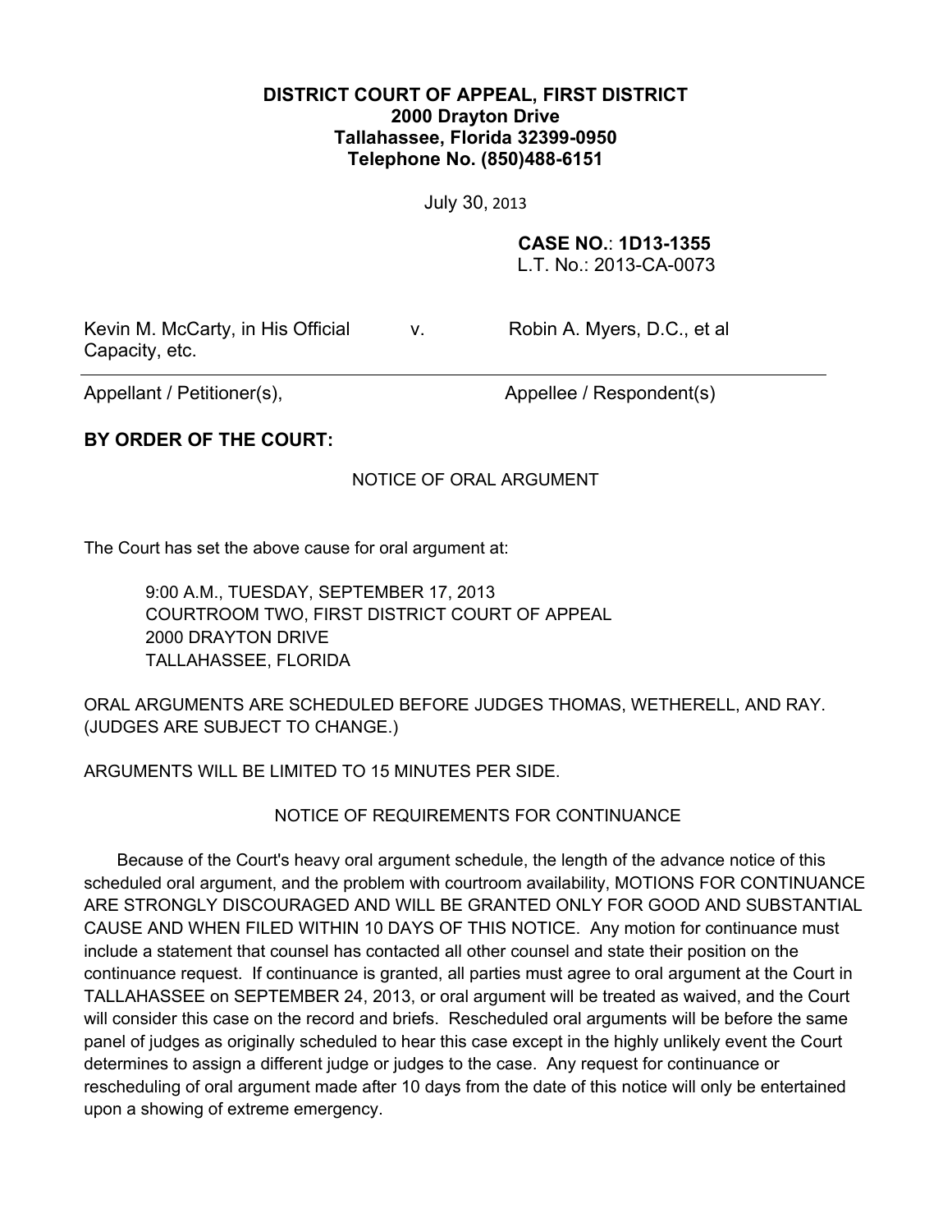**DISTRICT COURT OF APPEAL, FIRST DISTRICT**
**2000 Drayton Drive**
**Tallahassee, Florida 32399-0950**
**Telephone No. (850)488-6151**

July 30, 2013

**CASE NO.**: **1D13-1355**
L.T. No.: 2013-CA-0073

| | | |
|---|---|---|
| Kevin M. McCarty, in His Official Capacity, etc. | v. | Robin A. Myers, D.C., et al |
| Appellant / Petitioner(s), | | Appellee / Respondent(s) |

**BY ORDER OF THE COURT:**

NOTICE OF ORAL ARGUMENT

The Court has set the above cause for oral argument at:

9:00 A.M., TUESDAY, SEPTEMBER 17, 2013
COURTROOM TWO, FIRST DISTRICT COURT OF APPEAL
2000 DRAYTON DRIVE
TALLAHASSEE, FLORIDA

ORAL ARGUMENTS ARE SCHEDULED BEFORE JUDGES THOMAS, WETHERELL, AND RAY. (JUDGES ARE SUBJECT TO CHANGE.)

ARGUMENTS WILL BE LIMITED TO 15 MINUTES PER SIDE.

NOTICE OF REQUIREMENTS FOR CONTINUANCE

Because of the Court's heavy oral argument schedule, the length of the advance notice of this scheduled oral argument, and the problem with courtroom availability, MOTIONS FOR CONTINUANCE ARE STRONGLY DISCOURAGED AND WILL BE GRANTED ONLY FOR GOOD AND SUBSTANTIAL CAUSE AND WHEN FILED WITHIN 10 DAYS OF THIS NOTICE. Any motion for continuance must include a statement that counsel has contacted all other counsel and state their position on the continuance request. If continuance is granted, all parties must agree to oral argument at the Court in TALLAHASSEE on SEPTEMBER 24, 2013, or oral argument will be treated as waived, and the Court will consider this case on the record and briefs. Rescheduled oral arguments will be before the same panel of judges as originally scheduled to hear this case except in the highly unlikely event the Court determines to assign a different judge or judges to the case. Any request for continuance or rescheduling of oral argument made after 10 days from the date of this notice will only be entertained upon a showing of extreme emergency.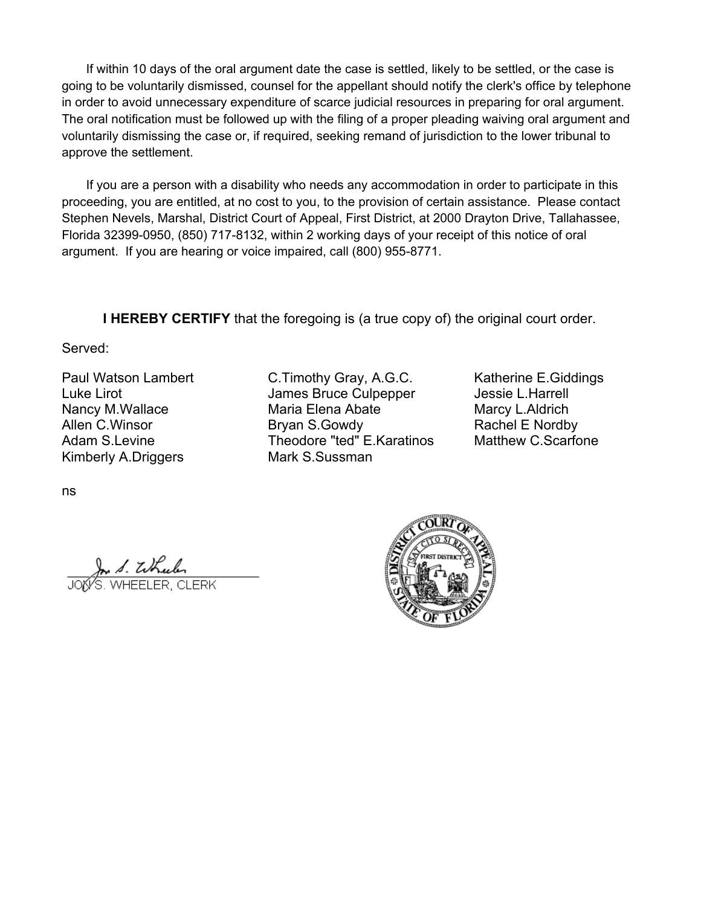If within 10 days of the oral argument date the case is settled, likely to be settled, or the case is going to be voluntarily dismissed, counsel for the appellant should notify the clerk's office by telephone in order to avoid unnecessary expenditure of scarce judicial resources in preparing for oral argument. The oral notification must be followed up with the filing of a proper pleading waiving oral argument and voluntarily dismissing the case or, if required, seeking remand of jurisdiction to the lower tribunal to approve the settlement.

If you are a person with a disability who needs any accommodation in order to participate in this proceeding, you are entitled, at no cost to you, to the provision of certain assistance. Please contact Stephen Nevels, Marshal, District Court of Appeal, First District, at 2000 Drayton Drive, Tallahassee, Florida 32399-0950, (850) 717-8132, within 2 working days of your receipt of this notice of oral argument. If you are hearing or voice impaired, call (800) 955-8771.

**I HEREBY CERTIFY** that the foregoing is (a true copy of) the original court order.

Served:

Paul Watson Lambert
Luke Lirot
Nancy M.Wallace
Allen C.Winsor
Adam S.Levine
Kimberly A.Driggers
C.Timothy Gray, A.G.C.
James Bruce Culpepper
Maria Elena Abate
Bryan S.Gowdy
Theodore "ted" E.Karatinos
Mark S.Sussman
Katherine E.Giddings
Jessie L.Harrell
Marcy L.Aldrich
Rachel E Nordby
Matthew C.Scarfone

ns

JON S. WHEELER, CLERK